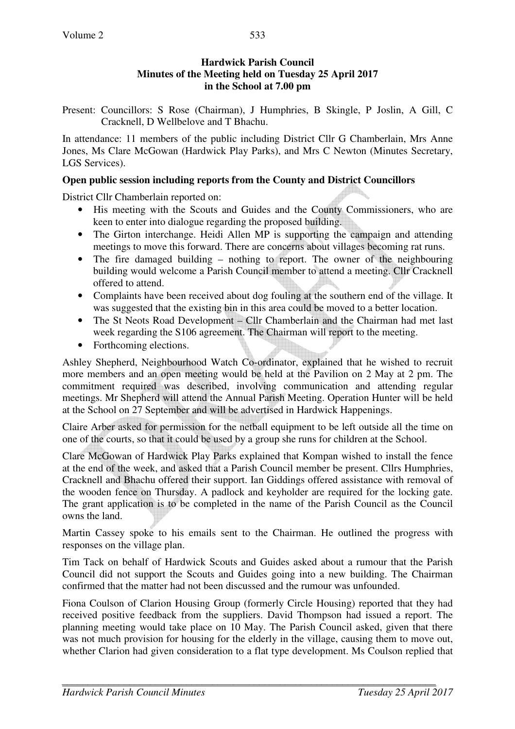**Hardwick Parish Council**
**Minutes of the Meeting held on Tuesday 25 April 2017**
**in the School at 7.00 pm**

Present: Councillors: S Rose (Chairman), J Humphries, B Skingle, P Joslin, A Gill, C Cracknell, D Wellbelove and T Bhachu.

In attendance: 11 members of the public including District Cllr G Chamberlain, Mrs Anne Jones, Ms Clare McGowan (Hardwick Play Parks), and Mrs C Newton (Minutes Secretary, LGS Services).

**Open public session including reports from the County and District Councillors**

District Cllr Chamberlain reported on:

- His meeting with the Scouts and Guides and the County Commissioners, who are keen to enter into dialogue regarding the proposed building.
- The Girton interchange. Heidi Allen MP is supporting the campaign and attending meetings to move this forward. There are concerns about villages becoming rat runs.
- The fire damaged building – nothing to report. The owner of the neighbouring building would welcome a Parish Council member to attend a meeting. Cllr Cracknell offered to attend.
- Complaints have been received about dog fouling at the southern end of the village. It was suggested that the existing bin in this area could be moved to a better location.
- The St Neots Road Development – Cllr Chamberlain and the Chairman had met last week regarding the S106 agreement. The Chairman will report to the meeting.
- Forthcoming elections.

Ashley Shepherd, Neighbourhood Watch Co-ordinator, explained that he wished to recruit more members and an open meeting would be held at the Pavilion on 2 May at 2 pm. The commitment required was described, involving communication and attending regular meetings. Mr Shepherd will attend the Annual Parish Meeting. Operation Hunter will be held at the School on 27 September and will be advertised in Hardwick Happenings.

Claire Arber asked for permission for the netball equipment to be left outside all the time on one of the courts, so that it could be used by a group she runs for children at the School.

Clare McGowan of Hardwick Play Parks explained that Kompan wished to install the fence at the end of the week, and asked that a Parish Council member be present. Cllrs Humphries, Cracknell and Bhachu offered their support. Ian Giddings offered assistance with removal of the wooden fence on Thursday. A padlock and keyholder are required for the locking gate. The grant application is to be completed in the name of the Parish Council as the Council owns the land.

Martin Cassey spoke to his emails sent to the Chairman. He outlined the progress with responses on the village plan.

Tim Tack on behalf of Hardwick Scouts and Guides asked about a rumour that the Parish Council did not support the Scouts and Guides going into a new building. The Chairman confirmed that the matter had not been discussed and the rumour was unfounded.

Fiona Coulson of Clarion Housing Group (formerly Circle Housing) reported that they had received positive feedback from the suppliers. David Thompson had issued a report. The planning meeting would take place on 10 May. The Parish Council asked, given that there was not much provision for housing for the elderly in the village, causing them to move out, whether Clarion had given consideration to a flat type development. Ms Coulson replied that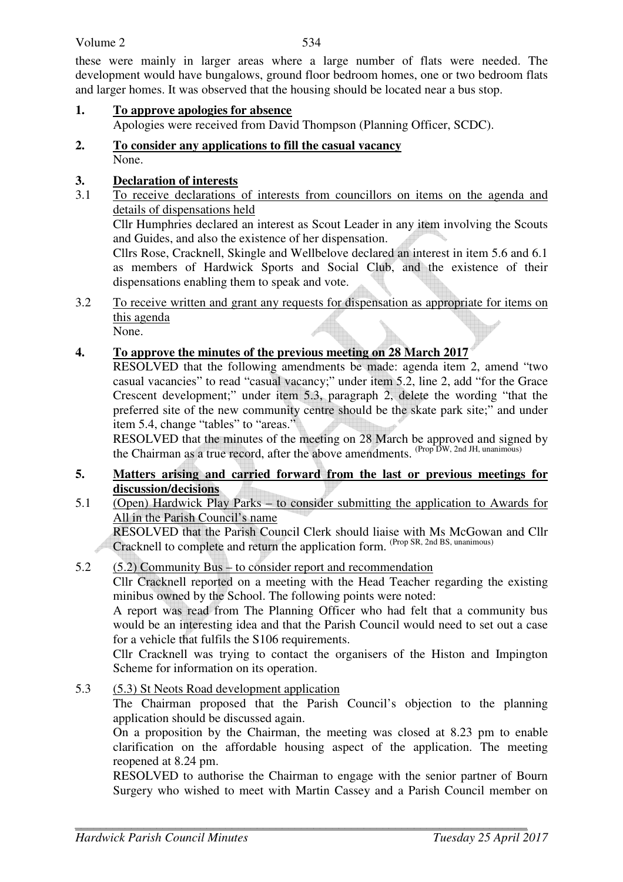these were mainly in larger areas where a large number of flats were needed. The development would have bungalows, ground floor bedroom homes, one or two bedroom flats and larger homes. It was observed that the housing should be located near a bus stop.

**1. To approve apologies for absence**

Apologies were received from David Thompson (Planning Officer, SCDC).

**2. To consider any applications to fill the casual vacancy**

None.

**3. Declaration of interests**

3.1 To receive declarations of interests from councillors on items on the agenda and details of dispensations held

Cllr Humphries declared an interest as Scout Leader in any item involving the Scouts and Guides, and also the existence of her dispensation.

Cllrs Rose, Cracknell, Skingle and Wellbelove declared an interest in item 5.6 and 6.1 as members of Hardwick Sports and Social Club, and the existence of their dispensations enabling them to speak and vote.

3.2 To receive written and grant any requests for dispensation as appropriate for items on this agenda

None.

**4. To approve the minutes of the previous meeting on 28 March 2017**

RESOLVED that the following amendments be made: agenda item 2, amend "two casual vacancies" to read "casual vacancy;" under item 5.2, line 2, add "for the Grace Crescent development;" under item 5.3, paragraph 2, delete the wording "that the preferred site of the new community centre should be the skate park site;" and under item 5.4, change "tables" to "areas."

RESOLVED that the minutes of the meeting on 28 March be approved and signed by the Chairman as a true record, after the above amendments. (Prop DW, 2nd JH, unanimous)

**5. Matters arising and carried forward from the last or previous meetings for discussion/decisions**

5.1 (Open) Hardwick Play Parks – to consider submitting the application to Awards for All in the Parish Council's name

RESOLVED that the Parish Council Clerk should liaise with Ms McGowan and Cllr Cracknell to complete and return the application form. (Prop SR, 2nd BS, unanimous)

5.2 (5.2) Community Bus – to consider report and recommendation

Cllr Cracknell reported on a meeting with the Head Teacher regarding the existing minibus owned by the School. The following points were noted:

A report was read from The Planning Officer who had felt that a community bus would be an interesting idea and that the Parish Council would need to set out a case for a vehicle that fulfils the S106 requirements.

Cllr Cracknell was trying to contact the organisers of the Histon and Impington Scheme for information on its operation.

5.3 (5.3) St Neots Road development application

The Chairman proposed that the Parish Council's objection to the planning application should be discussed again.

On a proposition by the Chairman, the meeting was closed at 8.23 pm to enable clarification on the affordable housing aspect of the application. The meeting reopened at 8.24 pm.

RESOLVED to authorise the Chairman to engage with the senior partner of Bourn Surgery who wished to meet with Martin Cassey and a Parish Council member on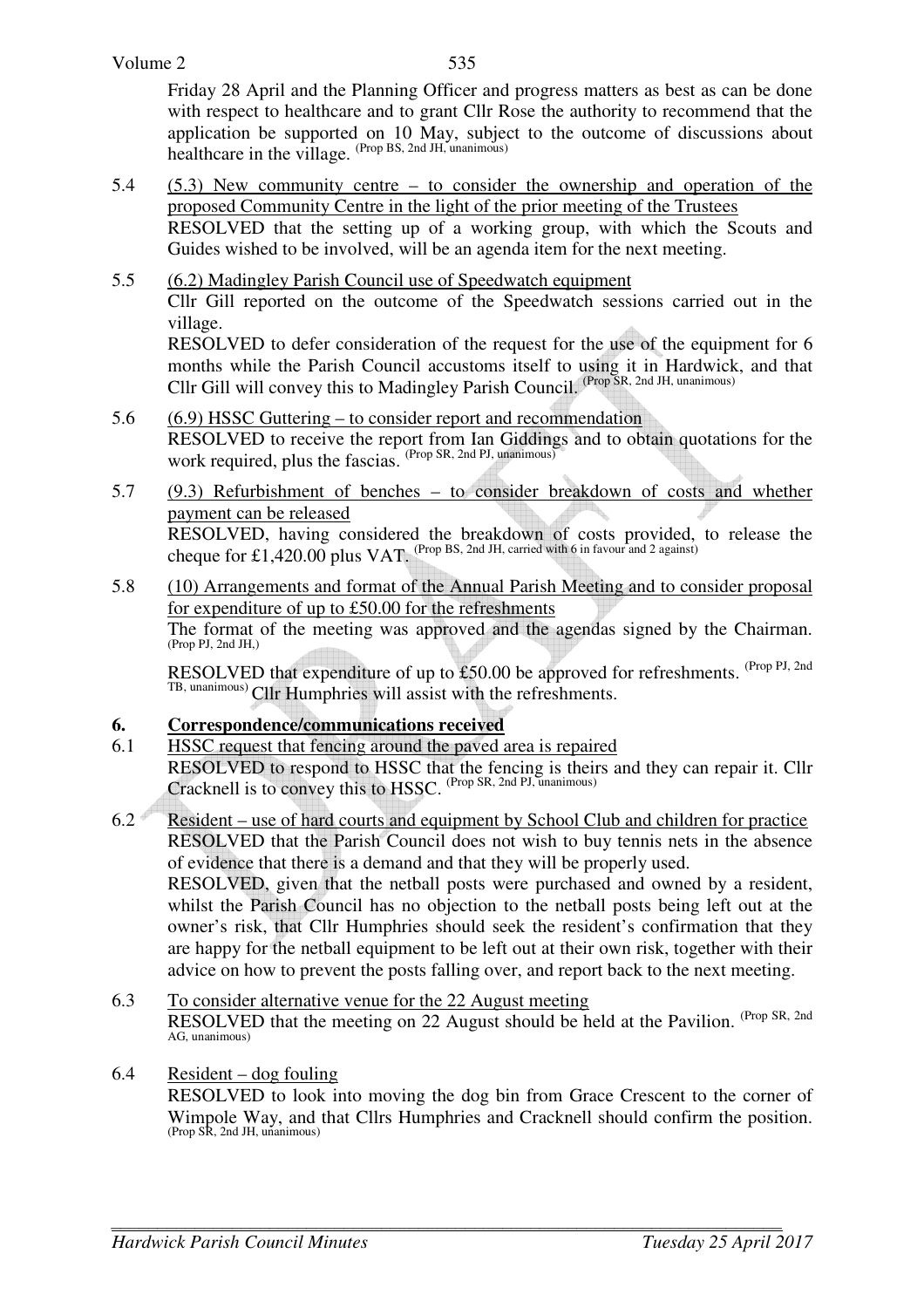Friday 28 April and the Planning Officer and progress matters as best as can be done with respect to healthcare and to grant Cllr Rose the authority to recommend that the application be supported on 10 May, subject to the outcome of discussions about healthcare in the village. (Prop BS, 2nd JH, unanimous)

5.4 <u>(5.3) New community centre – to consider the ownership and operation of the proposed Community Centre in the light of the prior meeting of the Trustees</u>
RESOLVED that the setting up of a working group, with which the Scouts and Guides wished to be involved, will be an agenda item for the next meeting.

5.5 <u>(6.2) Madingley Parish Council use of Speedwatch equipment</u>
Cllr Gill reported on the outcome of the Speedwatch sessions carried out in the village.
RESOLVED to defer consideration of the request for the use of the equipment for 6 months while the Parish Council accustoms itself to using it in Hardwick, and that Cllr Gill will convey this to Madingley Parish Council. (Prop SR, 2nd JH, unanimous)

5.6 <u>(6.9) HSSC Guttering – to consider report and recommendation</u>
RESOLVED to receive the report from Ian Giddings and to obtain quotations for the work required, plus the fascias. (Prop SR, 2nd PJ, unanimous)

5.7 <u>(9.3) Refurbishment of benches – to consider breakdown of costs and whether payment can be released</u>
RESOLVED, having considered the breakdown of costs provided, to release the cheque for £1,420.00 plus VAT. (Prop BS, 2nd JH, carried with 6 in favour and 2 against)

5.8 <u>(10) Arrangements and format of the Annual Parish Meeting and to consider proposal for expenditure of up to £50.00 for the refreshments</u>
The format of the meeting was approved and the agendas signed by the Chairman. (Prop PJ, 2nd JH,)

RESOLVED that expenditure of up to £50.00 be approved for refreshments. (Prop PJ, 2nd TB, unanimous) Cllr Humphries will assist with the refreshments.

## 6. Correspondence/communications received

6.1 <u>HSSC request that fencing around the paved area is repaired</u>
RESOLVED to respond to HSSC that the fencing is theirs and they can repair it. Cllr Cracknell is to convey this to HSSC. (Prop SR, 2nd PJ, unanimous)

6.2 <u>Resident – use of hard courts and equipment by School Club and children for practice</u>
RESOLVED that the Parish Council does not wish to buy tennis nets in the absence of evidence that there is a demand and that they will be properly used.
RESOLVED, given that the netball posts were purchased and owned by a resident, whilst the Parish Council has no objection to the netball posts being left out at the owner's risk, that Cllr Humphries should seek the resident's confirmation that they are happy for the netball equipment to be left out at their own risk, together with their advice on how to prevent the posts falling over, and report back to the next meeting.

6.3 <u>To consider alternative venue for the 22 August meeting</u>
RESOLVED that the meeting on 22 August should be held at the Pavilion. (Prop SR, 2nd AG, unanimous)

6.4 <u>Resident – dog fouling</u>
RESOLVED to look into moving the dog bin from Grace Crescent to the corner of Wimpole Way, and that Cllrs Humphries and Cracknell should confirm the position. (Prop SR, 2nd JH, unanimous)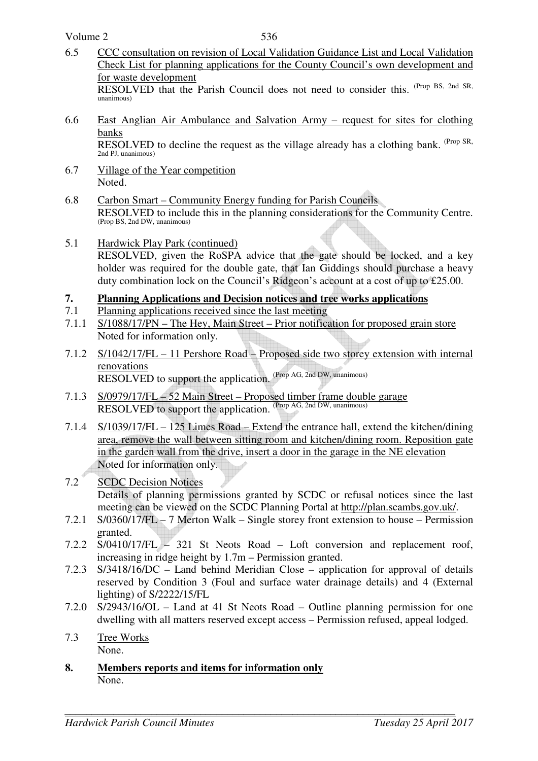6.5 CCC consultation on revision of Local Validation Guidance List and Local Validation Check List for planning applications for the County Council's own development and for waste development

RESOLVED that the Parish Council does not need to consider this. (Prop BS, 2nd SR, unanimous)

6.6 East Anglian Air Ambulance and Salvation Army – request for sites for clothing banks

RESOLVED to decline the request as the village already has a clothing bank. (Prop SR, 2nd PJ, unanimous)

6.7 Village of the Year competition

Noted.

6.8 Carbon Smart – Community Energy funding for Parish Councils

RESOLVED to include this in the planning considerations for the Community Centre. (Prop BS, 2nd DW, unanimous)

5.1 Hardwick Play Park (continued)

RESOLVED, given the RoSPA advice that the gate should be locked, and a key holder was required for the double gate, that Ian Giddings should purchase a heavy duty combination lock on the Council's Ridgeon's account at a cost of up to £25.00.

## 7. Planning Applications and Decision notices and tree works applications

7.1 Planning applications received since the last meeting

7.1.1 S/1088/17/PN – The Hey, Main Street – Prior notification for proposed grain store

Noted for information only.

7.1.2 S/1042/17/FL – 11 Pershore Road – Proposed side two storey extension with internal renovations

RESOLVED to support the application. (Prop AG, 2nd DW, unanimous)

7.1.3 S/0979/17/FL – 52 Main Street – Proposed timber frame double garage

RESOLVED to support the application. (Prop AG, 2nd DW, unanimous)

7.1.4 S/1039/17/FL – 125 Limes Road – Extend the entrance hall, extend the kitchen/dining area, remove the wall between sitting room and kitchen/dining room. Reposition gate in the garden wall from the drive, insert a door in the garage in the NE elevation

Noted for information only.

7.2 SCDC Decision Notices

Details of planning permissions granted by SCDC or refusal notices since the last meeting can be viewed on the SCDC Planning Portal at http://plan.scambs.gov.uk/.

7.2.1 S/0360/17/FL – 7 Merton Walk – Single storey front extension to house – Permission granted.

7.2.2 S/0410/17/FL – 321 St Neots Road – Loft conversion and replacement roof, increasing in ridge height by 1.7m – Permission granted.

7.2.3 S/3418/16/DC – Land behind Meridian Close – application for approval of details reserved by Condition 3 (Foul and surface water drainage details) and 4 (External lighting) of S/2222/15/FL

7.2.0 S/2943/16/OL – Land at 41 St Neots Road – Outline planning permission for one dwelling with all matters reserved except access – Permission refused, appeal lodged.

7.3 Tree Works

None.

## 8. Members reports and items for information only

None.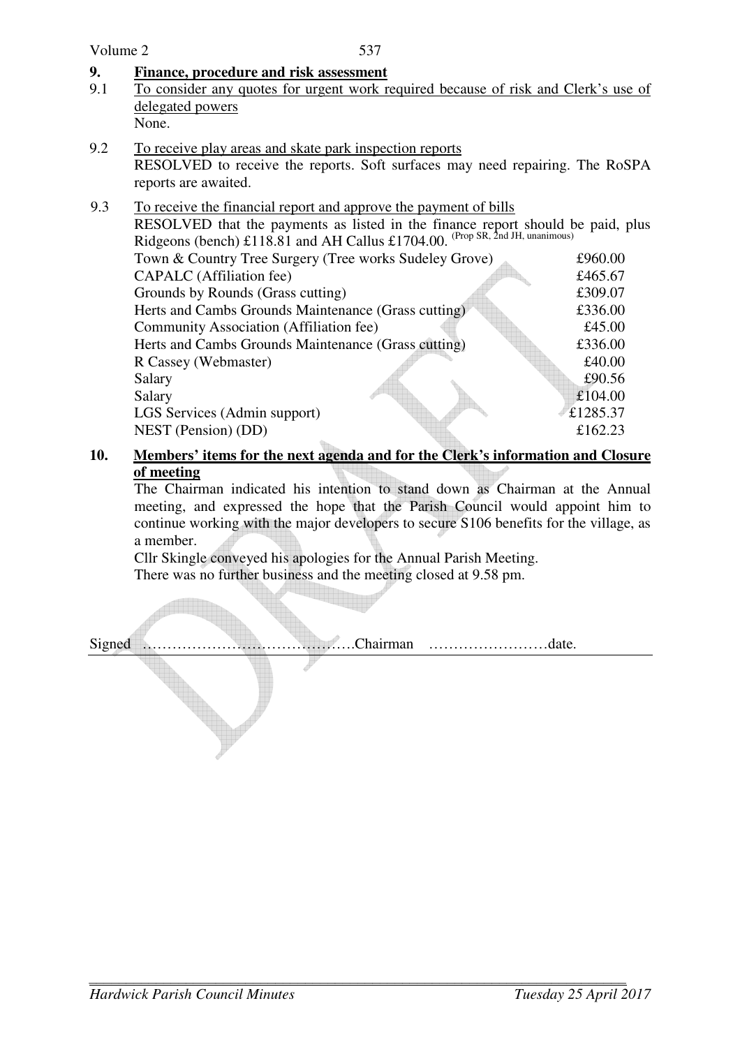## 9. Finance, procedure and risk assessment

9.1 To consider any quotes for urgent work required because of risk and Clerk's use of delegated powers

None.

9.2 To receive play areas and skate park inspection reports

RESOLVED to receive the reports. Soft surfaces may need repairing. The RoSPA reports are awaited.

9.3 To receive the financial report and approve the payment of bills

RESOLVED that the payments as listed in the finance report should be paid, plus Ridgeons (bench) £118.81 and AH Callus £1704.00. (Prop SR, 2nd JH, unanimous)

| | |
|---|---|
| Town & Country Tree Surgery (Tree works Sudeley Grove) | £960.00 |
| CAPALC (Affiliation fee) | £465.67 |
| Grounds by Rounds (Grass cutting) | £309.07 |
| Herts and Cambs Grounds Maintenance (Grass cutting) | £336.00 |
| Community Association (Affiliation fee) | £45.00 |
| Herts and Cambs Grounds Maintenance (Grass cutting) | £336.00 |
| R Cassey (Webmaster) | £40.00 |
| Salary | £90.56 |
| Salary | £104.00 |
| LGS Services (Admin support) | £1285.37 |
| NEST (Pension) (DD) | £162.23 |

## 10. Members' items for the next agenda and for the Clerk's information and Closure of meeting

The Chairman indicated his intention to stand down as Chairman at the Annual meeting, and expressed the hope that the Parish Council would appoint him to continue working with the major developers to secure S106 benefits for the village, as a member.

Cllr Skingle conveyed his apologies for the Annual Parish Meeting.

There was no further business and the meeting closed at 9.58 pm.

Signed …………………………………….Chairman ……………………date.